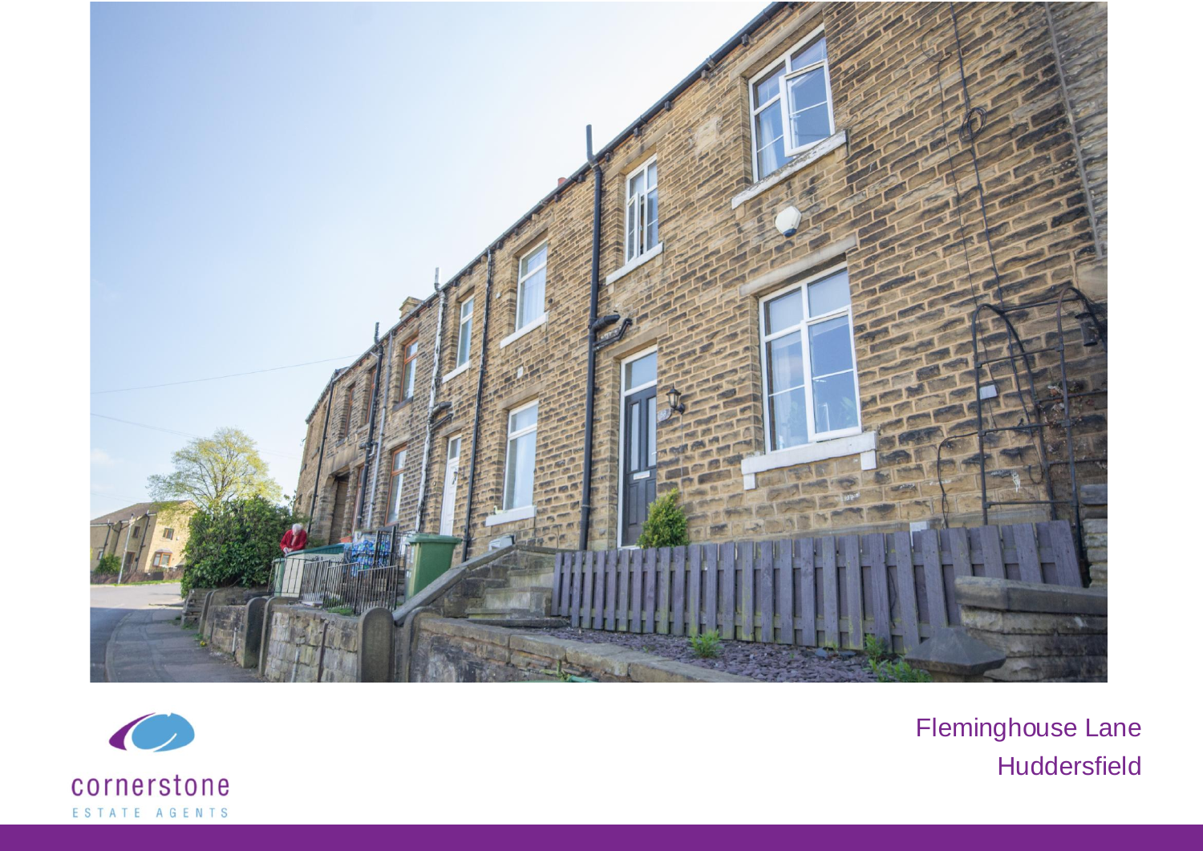cornerstone

ESTATE AGENTS

Fleminghouse Lane

Huddersfield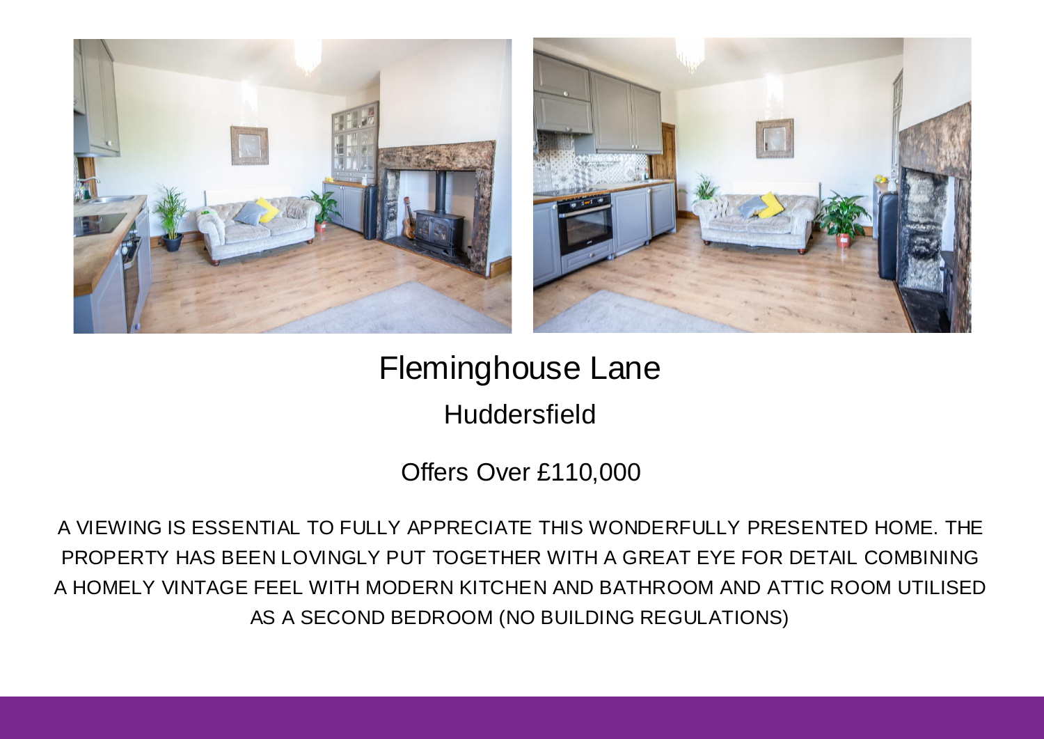# Fleminghouse Lane

## Huddersfield

Offers Over £110,000

A VIEWING IS ESSENTIAL TO FULLY APPRECIATE THIS WONDERFULLY PRESENTED HOME. THE PROPERTY HAS BEEN LOVINGLY PUT TOGETHER WITH A GREAT EYE FOR DETAIL COMBINING A HOMELY VINTAGE FEEL WITH MODERN KITCHEN AND BATHROOM AND ATTIC ROOM UTILISED AS A SECOND BEDROOM (NO BUILDING REGULATIONS)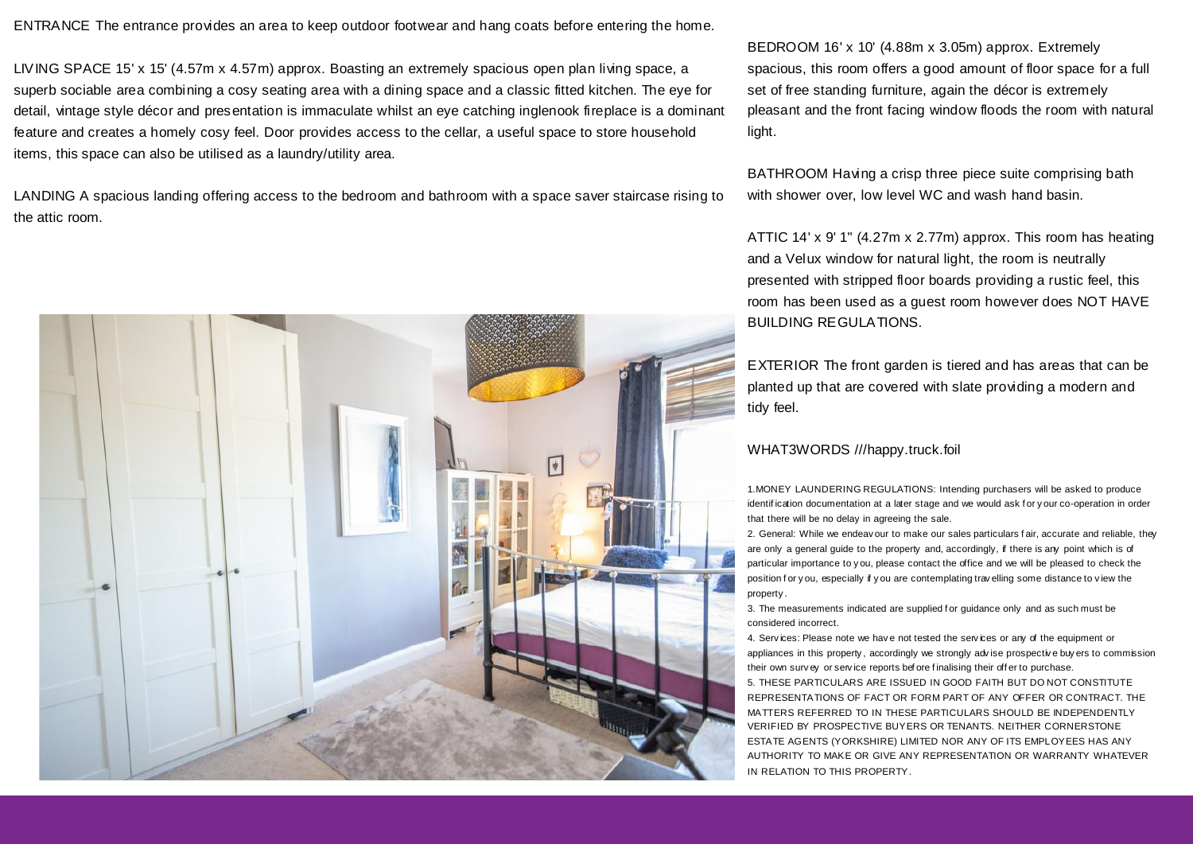ENTRANCE The entrance provides an area to keep outdoor footwear and hang coats before entering the home.

LIVING SPACE 15' x 15' (4.57m x 4.57m) approx. Boasting an extremely spacious open plan living space, a superb sociable area combining a cosy seating area with a dining space and a classic fitted kitchen. The eye for detail, vintage style décor and presentation is immaculate whilst an eye catching inglenook fireplace is a dominant feature and creates a homely cosy feel. Door provides access to the cellar, a useful space to store household items, this space can also be utilised as a laundry/utility area.

LANDING A spacious landing offering access to the bedroom and bathroom with a space saver staircase rising to the attic room.

BEDROOM 16' x 10' (4.88m x 3.05m) approx. Extremely spacious, this room offers a good amount of floor space for a full set of free standing furniture, again the décor is extremely pleasant and the front facing window floods the room with natural light.

BATHROOM Having a crisp three piece suite comprising bath with shower over, low level WC and wash hand basin.

ATTIC 14' x 9' 1" (4.27m x 2.77m) approx. This room has heating and a Velux window for natural light, the room is neutrally presented with stripped floor boards providing a rustic feel, this room has been used as a guest room however does NOT HAVE BUILDING REGULATIONS.

EXTERIOR The front garden is tiered and has areas that can be planted up that are covered with slate providing a modern and tidy feel.

WHAT3WORDS ///happy.truck.foil

1.MONEY LAUNDERING REGULATIONS: Intending purchasers will be asked to produce identification documentation at a later stage and we would ask for your co-operation in order that there will be no delay in agreeing the sale.

2. General: While we endeavour to make our sales particulars fair, accurate and reliable, they are only a general guide to the property and, accordingly, if there is any point which is of particular importance to you, please contact the office and we will be pleased to check the position for you, especially if you are contemplating travelling some distance to view the property.

3. The measurements indicated are supplied for guidance only and as such must be considered incorrect.

4. Services: Please note we have not tested the services or any of the equipment or appliances in this property, accordingly we strongly advise prospective buyers to commission their own survey or service reports before finalising their offer to purchase.

5. THESE PARTICULARS ARE ISSUED IN GOOD FAITH BUT DO NOT CONSTITUTE REPRESENTATIONS OF FACT OR FORM PART OF ANY OFFER OR CONTRACT. THE MATTERS REFERRED TO IN THESE PARTICULARS SHOULD BE INDEPENDENTLY VERIFIED BY PROSPECTIVE BUYERS OR TENANTS. NEITHER CORNERSTONE ESTATE AGENTS (YORKSHIRE) LIMITED NOR ANY OF ITS EMPLOYEES HAS ANY AUTHORITY TO MAKE OR GIVE ANY REPRESENTATION OR WARRANTY WHATEVER IN RELATION TO THIS PROPERTY.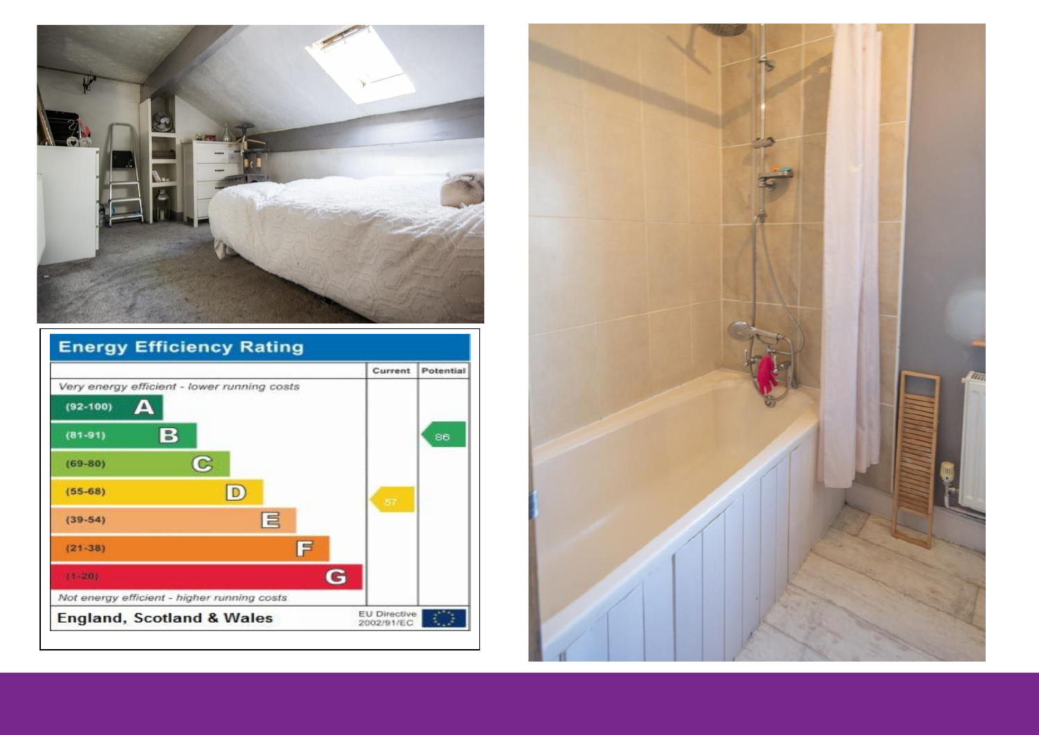Energy Efficiency Rating

Current

Potential

Very energy efficient - lower running costs

(92-100) A

(81-91) B

(69-80) C

(55-68) D

(39-54) E

(21-38) F

(1-20) G

Not energy efficient - higher running costs

57

86

England, Scotland & Wales

EU Directive 2002/91/EC